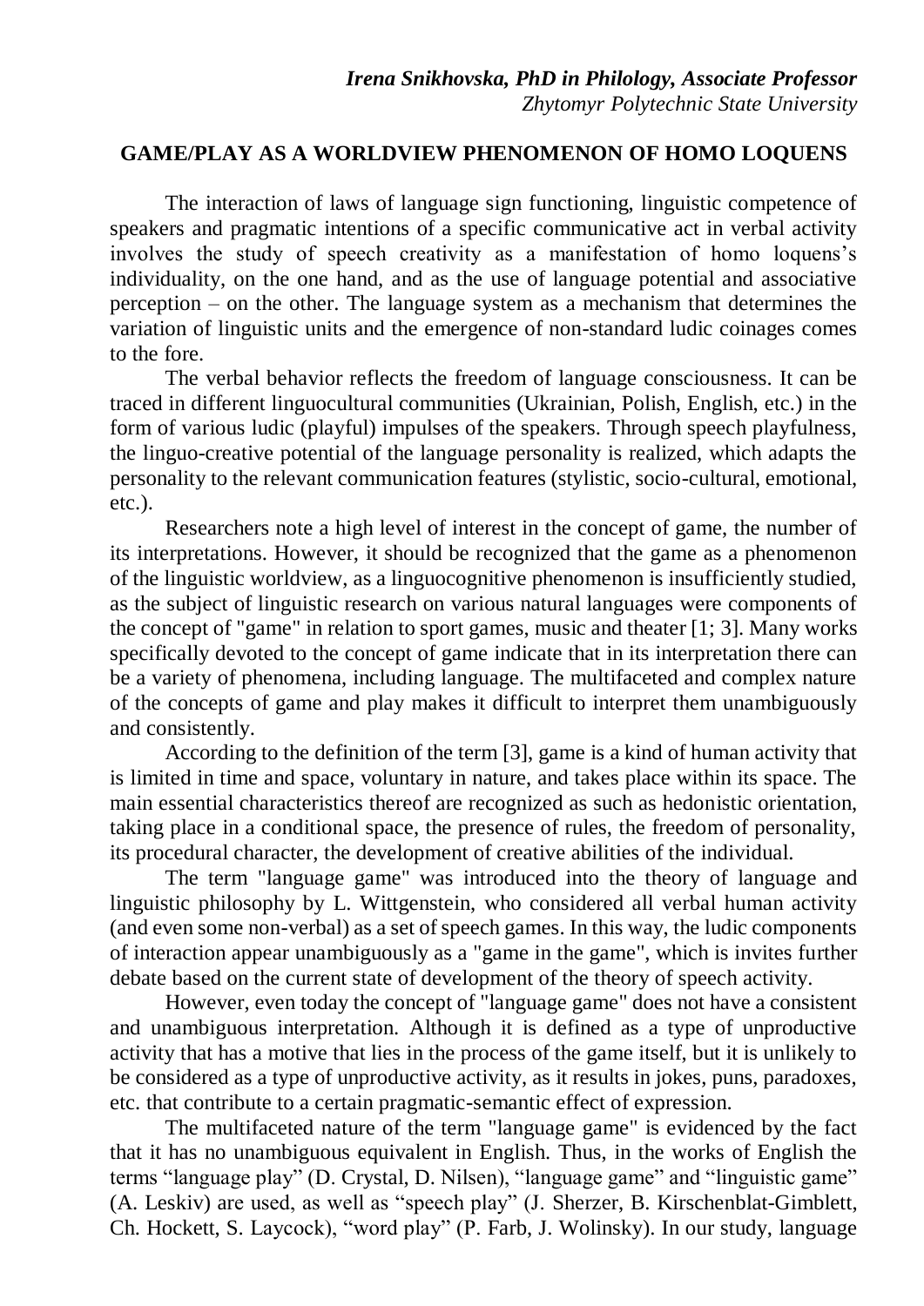***Irena Snikhovska, PhD in Philology, Associate Professor***
*Zhytomyr Polytechnic State University*

## GAME/PLAY AS A WORLDVIEW PHENOMENON OF HOMO LOQUENS

The interaction of laws of language sign functioning, linguistic competence of speakers and pragmatic intentions of a specific communicative act in verbal activity involves the study of speech creativity as a manifestation of homo loquens's individuality, on the one hand, and as the use of language potential and associative perception – on the other. The language system as a mechanism that determines the variation of linguistic units and the emergence of non-standard ludic coinages comes to the fore.

The verbal behavior reflects the freedom of language consciousness. It can be traced in different linguocultural communities (Ukrainian, Polish, English, etc.) in the form of various ludic (playful) impulses of the speakers. Through speech playfulness, the linguo-creative potential of the language personality is realized, which adapts the personality to the relevant communication features (stylistic, socio-cultural, emotional, etc.).

Researchers note a high level of interest in the concept of game, the number of its interpretations. However, it should be recognized that the game as a phenomenon of the linguistic worldview, as a linguocognitive phenomenon is insufficiently studied, as the subject of linguistic research on various natural languages were components of the concept of "game" in relation to sport games, music and theater [1; 3]. Many works specifically devoted to the concept of game indicate that in its interpretation there can be a variety of phenomena, including language. The multifaceted and complex nature of the concepts of game and play makes it difficult to interpret them unambiguously and consistently.

According to the definition of the term [3], game is a kind of human activity that is limited in time and space, voluntary in nature, and takes place within its space. The main essential characteristics thereof are recognized as such as hedonistic orientation, taking place in a conditional space, the presence of rules, the freedom of personality, its procedural character, the development of creative abilities of the individual.

The term "language game" was introduced into the theory of language and linguistic philosophy by L. Wittgenstein, who considered all verbal human activity (and even some non-verbal) as a set of speech games. In this way, the ludic components of interaction appear unambiguously as a "game in the game", which is invites further debate based on the current state of development of the theory of speech activity.

However, even today the concept of "language game" does not have a consistent and unambiguous interpretation. Although it is defined as a type of unproductive activity that has a motive that lies in the process of the game itself, but it is unlikely to be considered as a type of unproductive activity, as it results in jokes, puns, paradoxes, etc. that contribute to a certain pragmatic-semantic effect of expression.

The multifaceted nature of the term "language game" is evidenced by the fact that it has no unambiguous equivalent in English. Thus, in the works of English the terms "language play" (D. Crystal, D. Nilsen), "language game" and "linguistic game" (A. Leskiv) are used, as well as "speech play" (J. Sherzer, B. Kirschenblat-Gimblett, Ch. Hockett, S. Laycock), "word play" (P. Farb, J. Wolinsky). In our study, language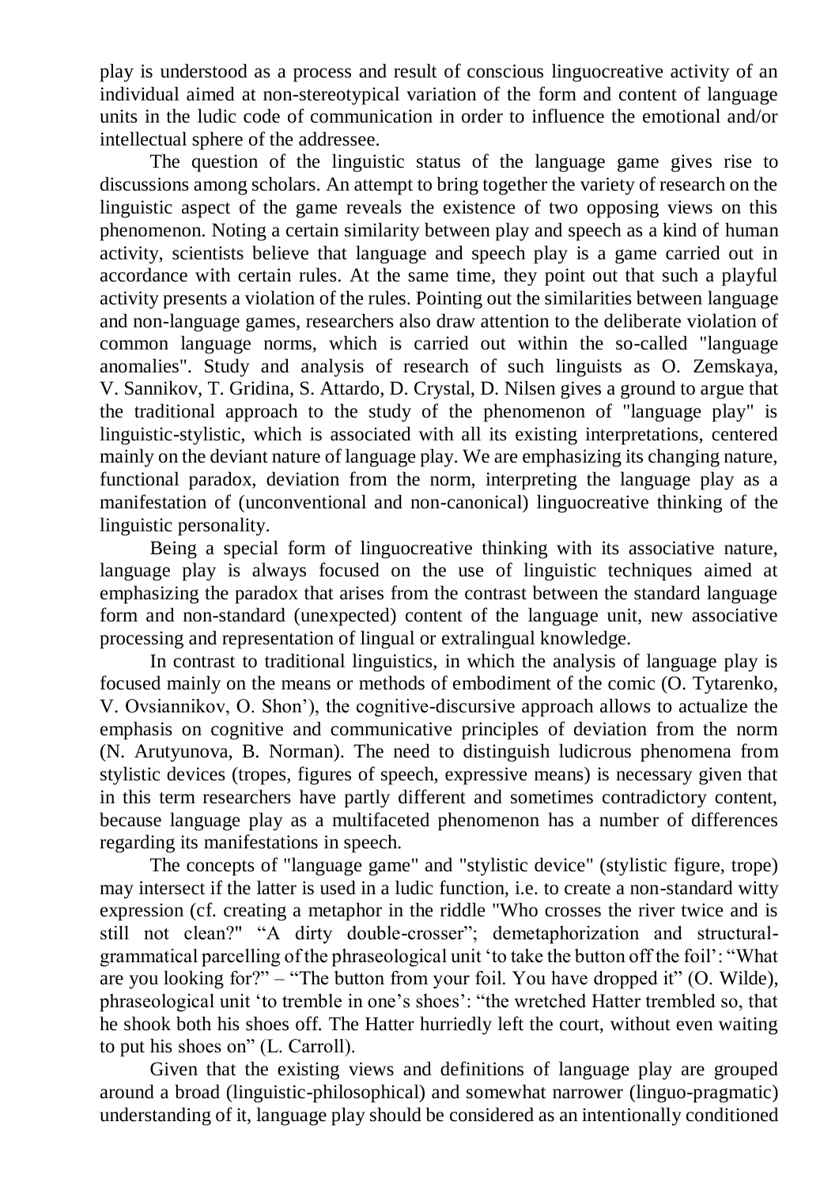play is understood as a process and result of conscious linguocreative activity of an individual aimed at non-stereotypical variation of the form and content of language units in the ludic code of communication in order to influence the emotional and/or intellectual sphere of the addressee.

The question of the linguistic status of the language game gives rise to discussions among scholars. An attempt to bring together the variety of research on the linguistic aspect of the game reveals the existence of two opposing views on this phenomenon. Noting a certain similarity between play and speech as a kind of human activity, scientists believe that language and speech play is a game carried out in accordance with certain rules. At the same time, they point out that such a playful activity presents a violation of the rules. Pointing out the similarities between language and non-language games, researchers also draw attention to the deliberate violation of common language norms, which is carried out within the so-called "language anomalies". Study and analysis of research of such linguists as O. Zemskaya, V. Sannikov, T. Gridina, S. Attardo, D. Crystal, D. Nilsen gives a ground to argue that the traditional approach to the study of the phenomenon of "language play" is linguistic-stylistic, which is associated with all its existing interpretations, centered mainly on the deviant nature of language play. We are emphasizing its changing nature, functional paradox, deviation from the norm, interpreting the language play as a manifestation of (unconventional and non-canonical) linguocreative thinking of the linguistic personality.

Being a special form of linguocreative thinking with its associative nature, language play is always focused on the use of linguistic techniques aimed at emphasizing the paradox that arises from the contrast between the standard language form and non-standard (unexpected) content of the language unit, new associative processing and representation of lingual or extralingual knowledge.

In contrast to traditional linguistics, in which the analysis of language play is focused mainly on the means or methods of embodiment of the comic (O. Tytarenko, V. Ovsiannikov, O. Shon'), the cognitive-discursive approach allows to actualize the emphasis on cognitive and communicative principles of deviation from the norm (N. Arutyunova, B. Norman). The need to distinguish ludicrous phenomena from stylistic devices (tropes, figures of speech, expressive means) is necessary given that in this term researchers have partly different and sometimes contradictory content, because language play as a multifaceted phenomenon has a number of differences regarding its manifestations in speech.

The concepts of "language game" and "stylistic device" (stylistic figure, trope) may intersect if the latter is used in a ludic function, i.e. to create a non-standard witty expression (cf. creating a metaphor in the riddle "Who crosses the river twice and is still not clean?" "A dirty double-crosser"; demetaphorization and structural-grammatical parcelling of the phraseological unit 'to take the button off the foil': "What are you looking for?" – "The button from your foil. You have dropped it" (O. Wilde), phraseological unit 'to tremble in one's shoes': "the wretched Hatter trembled so, that he shook both his shoes off. The Hatter hurriedly left the court, without even waiting to put his shoes on" (L. Carroll).

Given that the existing views and definitions of language play are grouped around a broad (linguistic-philosophical) and somewhat narrower (linguo-pragmatic) understanding of it, language play should be considered as an intentionally conditioned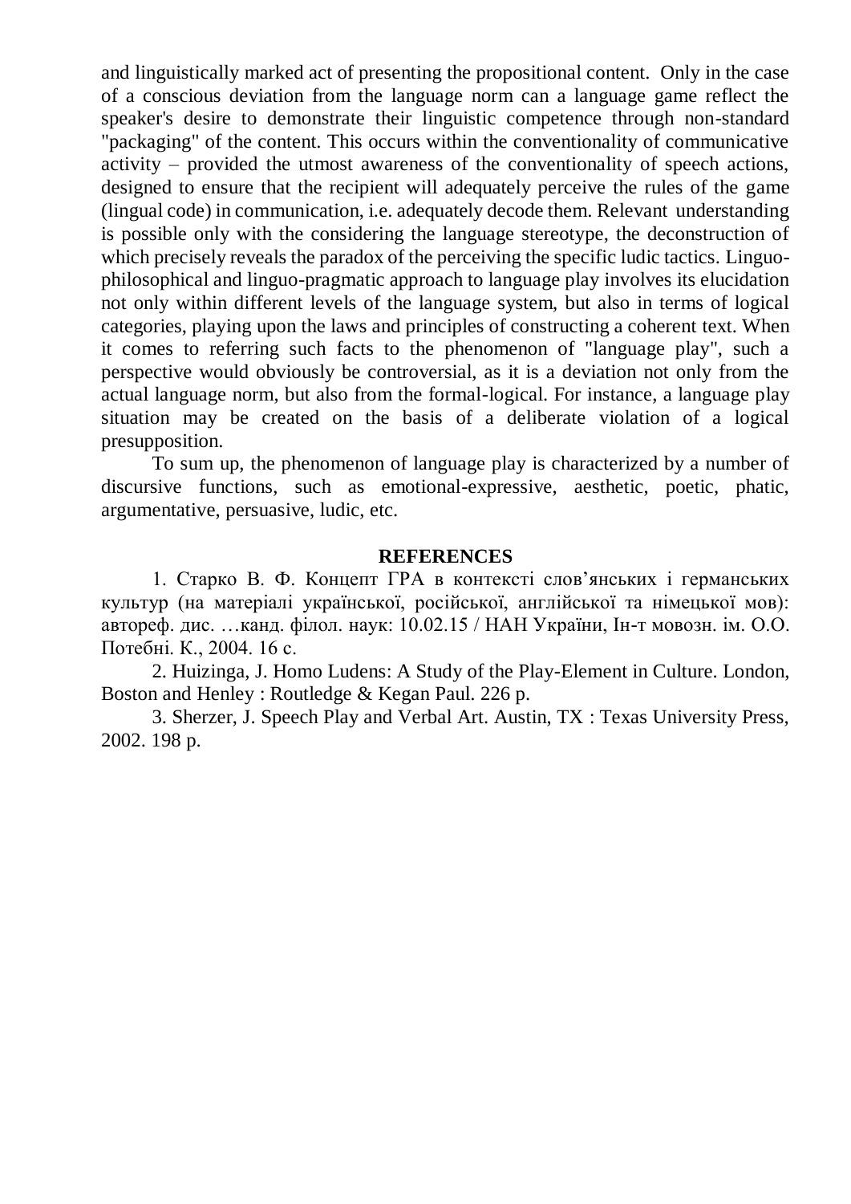and linguistically marked act of presenting the propositional content. Only in the case of a conscious deviation from the language norm can a language game reflect the speaker's desire to demonstrate their linguistic competence through non-standard "packaging" of the content. This occurs within the conventionality of communicative activity – provided the utmost awareness of the conventionality of speech actions, designed to ensure that the recipient will adequately perceive the rules of the game (lingual code) in communication, i.e. adequately decode them. Relevant understanding is possible only with the considering the language stereotype, the deconstruction of which precisely reveals the paradox of the perceiving the specific ludic tactics. Linguo-philosophical and linguo-pragmatic approach to language play involves its elucidation not only within different levels of the language system, but also in terms of logical categories, playing upon the laws and principles of constructing a coherent text. When it comes to referring such facts to the phenomenon of "language play", such a perspective would obviously be controversial, as it is a deviation not only from the actual language norm, but also from the formal-logical. For instance, a language play situation may be created on the basis of a deliberate violation of a logical presupposition.

To sum up, the phenomenon of language play is characterized by a number of discursive functions, such as emotional-expressive, aesthetic, poetic, phatic, argumentative, persuasive, ludic, etc.

## REFERENCES

1. Старко В. Ф. Концепт ГРА в контексті слов'янських і германських культур (на матеріалі української, російської, англійської та німецької мов): автореф. дис. …канд. філол. наук: 10.02.15 / НАН України, Ін-т мовозн. ім. О.О. Потебні. К., 2004. 16 с.

2. Huizinga, J. Homo Ludens: A Study of the Play-Element in Culture. London, Boston and Henley : Routledge & Kegan Paul. 226 p.

3. Sherzer, J. Speech Play and Verbal Art. Austin, TX : Texas University Press, 2002. 198 p.